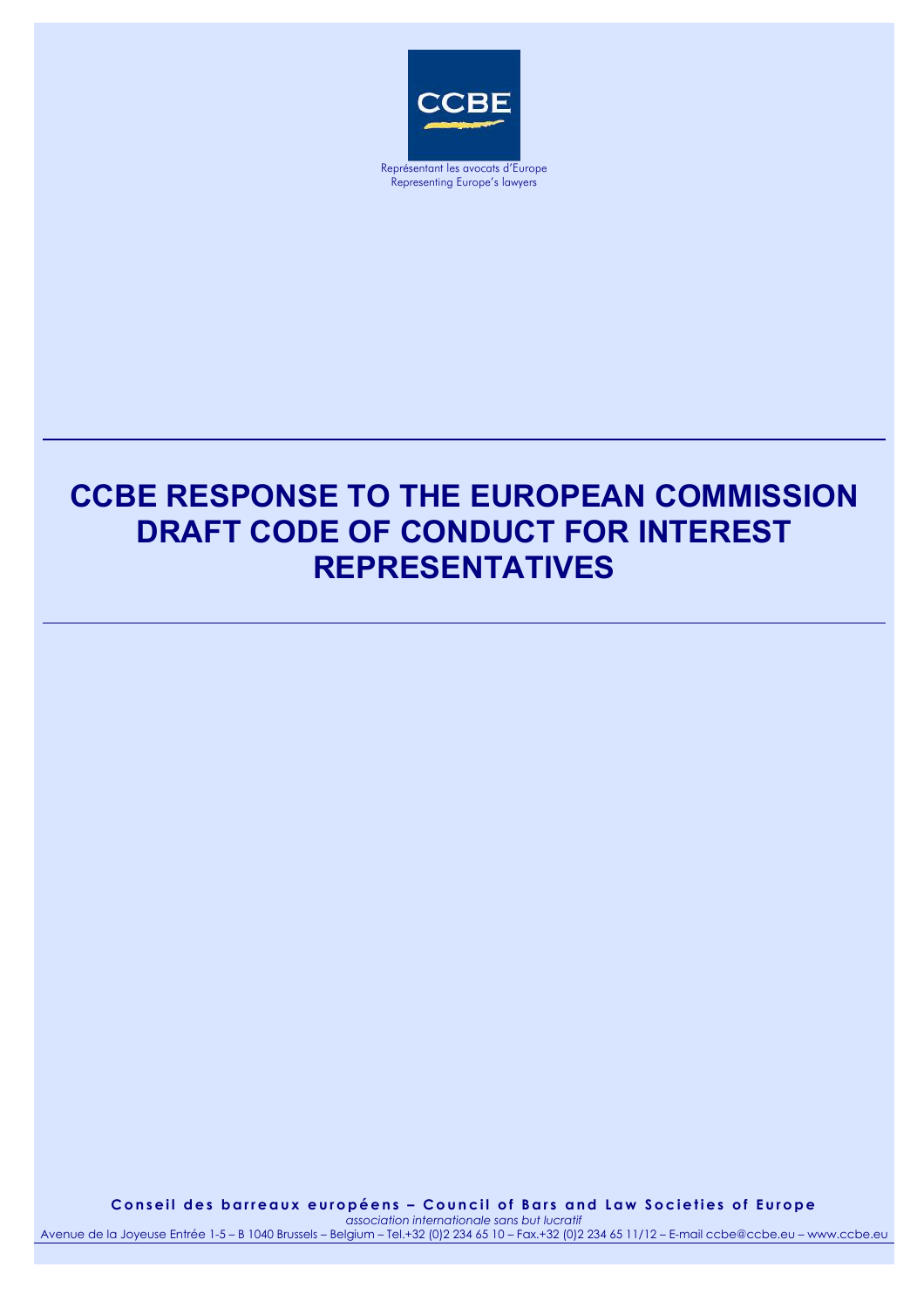CCBE

Représentant les avocats d'Europe
Representing Europe's lawyers

# CCBE RESPONSE TO THE EUROPEAN COMMISSION DRAFT CODE OF CONDUCT FOR INTEREST REPRESENTATIVES

**Conseil des barreaux européens – Council of Bars and Law Societies of Europe**
*association internationale sans but lucratif*
Avenue de la Joyeuse Entrée 1-5 – B 1040 Brussels – Belgium – Tel.+32 (0)2 234 65 10 – Fax.+32 (0)2 234 65 11/12 – E-mail ccbe@ccbe.eu – www.ccbe.eu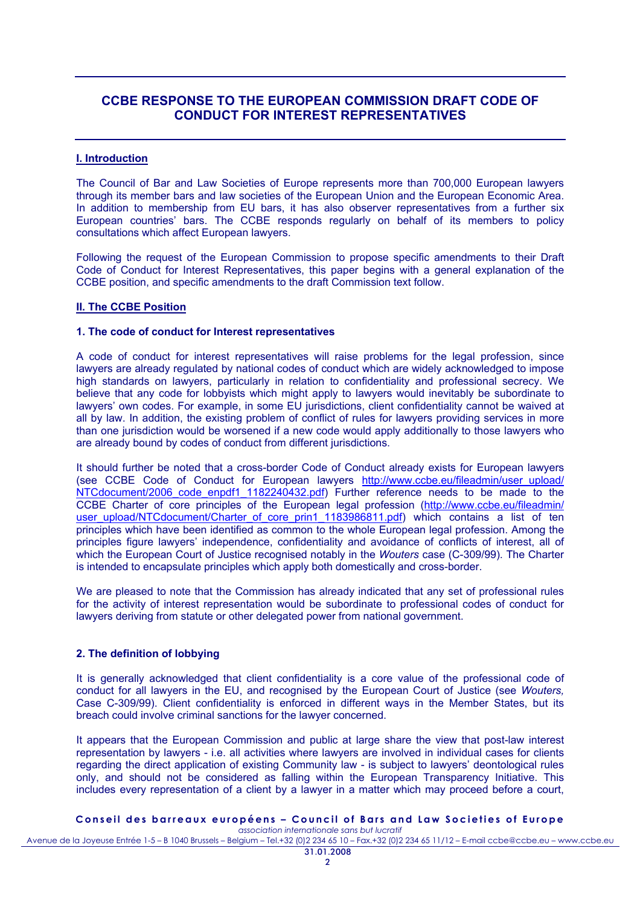# CCBE RESPONSE TO THE EUROPEAN COMMISSION DRAFT CODE OF CONDUCT FOR INTEREST REPRESENTATIVES

## I. Introduction

The Council of Bar and Law Societies of Europe represents more than 700,000 European lawyers through its member bars and law societies of the European Union and the European Economic Area. In addition to membership from EU bars, it has also observer representatives from a further six European countries' bars. The CCBE responds regularly on behalf of its members to policy consultations which affect European lawyers.

Following the request of the European Commission to propose specific amendments to their Draft Code of Conduct for Interest Representatives, this paper begins with a general explanation of the CCBE position, and specific amendments to the draft Commission text follow.

## II. The CCBE Position

### 1. The code of conduct for Interest representatives

A code of conduct for interest representatives will raise problems for the legal profession, since lawyers are already regulated by national codes of conduct which are widely acknowledged to impose high standards on lawyers, particularly in relation to confidentiality and professional secrecy. We believe that any code for lobbyists which might apply to lawyers would inevitably be subordinate to lawyers' own codes. For example, in some EU jurisdictions, client confidentiality cannot be waived at all by law. In addition, the existing problem of conflict of rules for lawyers providing services in more than one jurisdiction would be worsened if a new code would apply additionally to those lawyers who are already bound by codes of conduct from different jurisdictions.

It should further be noted that a cross-border Code of Conduct already exists for European lawyers (see CCBE Code of Conduct for European lawyers http://www.ccbe.eu/fileadmin/user_upload/NTCdocument/2006_code_enpdf1_1182240432.pdf) Further reference needs to be made to the CCBE Charter of core principles of the European legal profession (http://www.ccbe.eu/fileadmin/user_upload/NTCdocument/Charter_of_core_prin1_1183986811.pdf) which contains a list of ten principles which have been identified as common to the whole European legal profession. Among the principles figure lawyers' independence, confidentiality and avoidance of conflicts of interest, all of which the European Court of Justice recognised notably in the *Wouters* case (C-309/99). The Charter is intended to encapsulate principles which apply both domestically and cross-border.

We are pleased to note that the Commission has already indicated that any set of professional rules for the activity of interest representation would be subordinate to professional codes of conduct for lawyers deriving from statute or other delegated power from national government.

### 2. The definition of lobbying

It is generally acknowledged that client confidentiality is a core value of the professional code of conduct for all lawyers in the EU, and recognised by the European Court of Justice (see *Wouters,* Case C-309/99). Client confidentiality is enforced in different ways in the Member States, but its breach could involve criminal sanctions for the lawyer concerned.

It appears that the European Commission and public at large share the view that post-law interest representation by lawyers - i.e. all activities where lawyers are involved in individual cases for clients regarding the direct application of existing Community law - is subject to lawyers' deontological rules only, and should not be considered as falling within the European Transparency Initiative. This includes every representation of a client by a lawyer in a matter which may proceed before a court,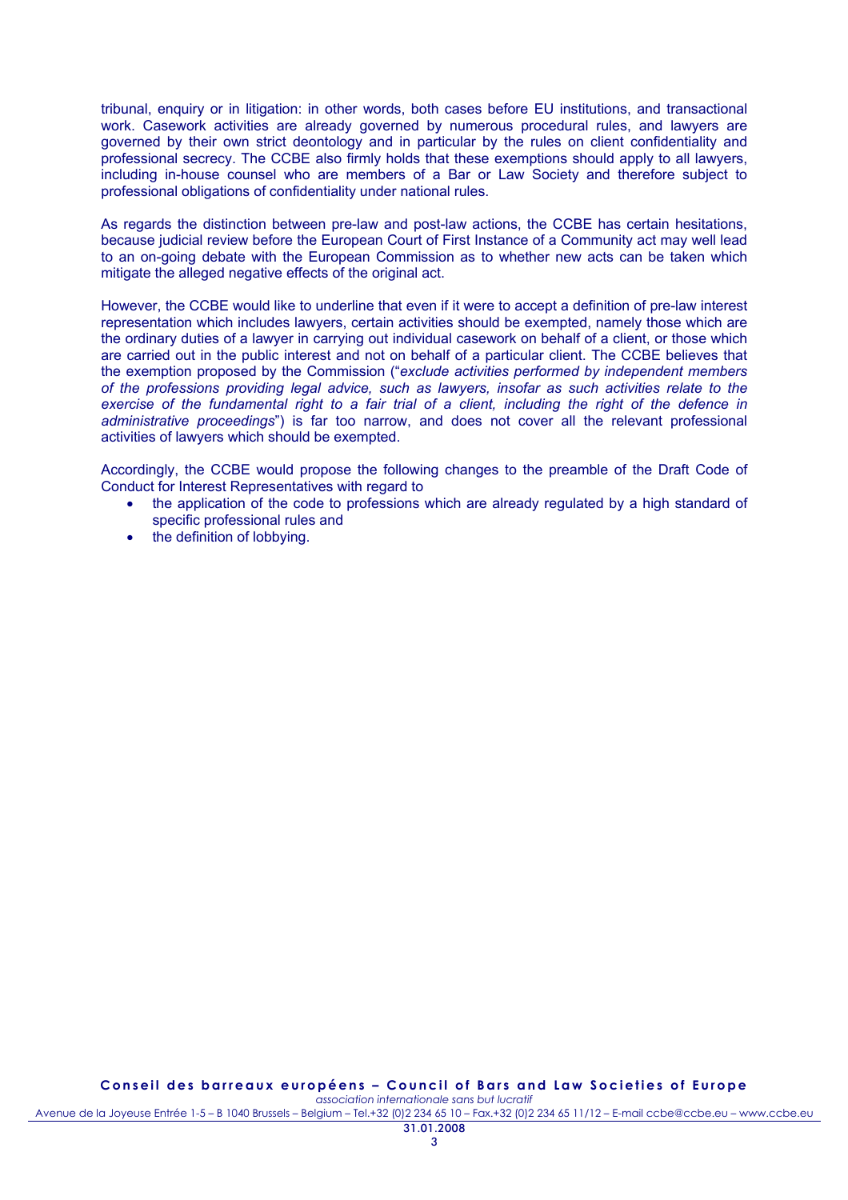tribunal, enquiry or in litigation: in other words, both cases before EU institutions, and transactional work. Casework activities are already governed by numerous procedural rules, and lawyers are governed by their own strict deontology and in particular by the rules on client confidentiality and professional secrecy. The CCBE also firmly holds that these exemptions should apply to all lawyers, including in-house counsel who are members of a Bar or Law Society and therefore subject to professional obligations of confidentiality under national rules.

As regards the distinction between pre-law and post-law actions, the CCBE has certain hesitations, because judicial review before the European Court of First Instance of a Community act may well lead to an on-going debate with the European Commission as to whether new acts can be taken which mitigate the alleged negative effects of the original act.

However, the CCBE would like to underline that even if it were to accept a definition of pre-law interest representation which includes lawyers, certain activities should be exempted, namely those which are the ordinary duties of a lawyer in carrying out individual casework on behalf of a client, or those which are carried out in the public interest and not on behalf of a particular client. The CCBE believes that the exemption proposed by the Commission ("*exclude activities performed by independent members of the professions providing legal advice, such as lawyers, insofar as such activities relate to the exercise of the fundamental right to a fair trial of a client, including the right of the defence in administrative proceedings*") is far too narrow, and does not cover all the relevant professional activities of lawyers which should be exempted.

Accordingly, the CCBE would propose the following changes to the preamble of the Draft Code of Conduct for Interest Representatives with regard to

- the application of the code to professions which are already regulated by a high standard of specific professional rules and
- the definition of lobbying.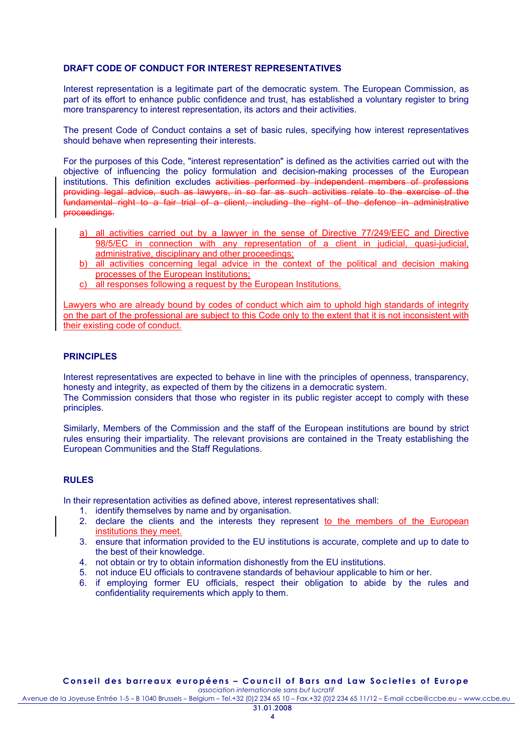**DRAFT CODE OF CONDUCT FOR INTEREST REPRESENTATIVES**

Interest representation is a legitimate part of the democratic system. The European Commission, as part of its effort to enhance public confidence and trust, has established a voluntary register to bring more transparency to interest representation, its actors and their activities.

The present Code of Conduct contains a set of basic rules, specifying how interest representatives should behave when representing their interests.

For the purposes of this Code, "interest representation" is defined as the activities carried out with the objective of influencing the policy formulation and decision-making processes of the European institutions. This definition excludes ~~activities performed by independent members of professions providing legal advice, such as lawyers, in so far as such activities relate to the exercise of the fundamental right to a fair trial of a client, including the right of the defence in administrative proceedings.~~

a) all activities carried out by a lawyer in the sense of Directive 77/249/EEC and Directive 98/5/EC in connection with any representation of a client in judicial, quasi-judicial, administrative, disciplinary and other proceedings;
b) all activities concerning legal advice in the context of the political and decision making processes of the European Institutions;
c) all responses following a request by the European Institutions.

Lawyers who are already bound by codes of conduct which aim to uphold high standards of integrity on the part of the professional are subject to this Code only to the extent that it is not inconsistent with their existing code of conduct.

**PRINCIPLES**

Interest representatives are expected to behave in line with the principles of openness, transparency, honesty and integrity, as expected of them by the citizens in a democratic system.
The Commission considers that those who register in its public register accept to comply with these principles.

Similarly, Members of the Commission and the staff of the European institutions are bound by strict rules ensuring their impartiality. The relevant provisions are contained in the Treaty establishing the European Communities and the Staff Regulations.

**RULES**

In their representation activities as defined above, interest representatives shall:

1. identify themselves by name and by organisation.
2. declare the clients and the interests they represent to the members of the European institutions they meet.
3. ensure that information provided to the EU institutions is accurate, complete and up to date to the best of their knowledge.
4. not obtain or try to obtain information dishonestly from the EU institutions.
5. not induce EU officials to contravene standards of behaviour applicable to him or her.
6. if employing former EU officials, respect their obligation to abide by the rules and confidentiality requirements which apply to them.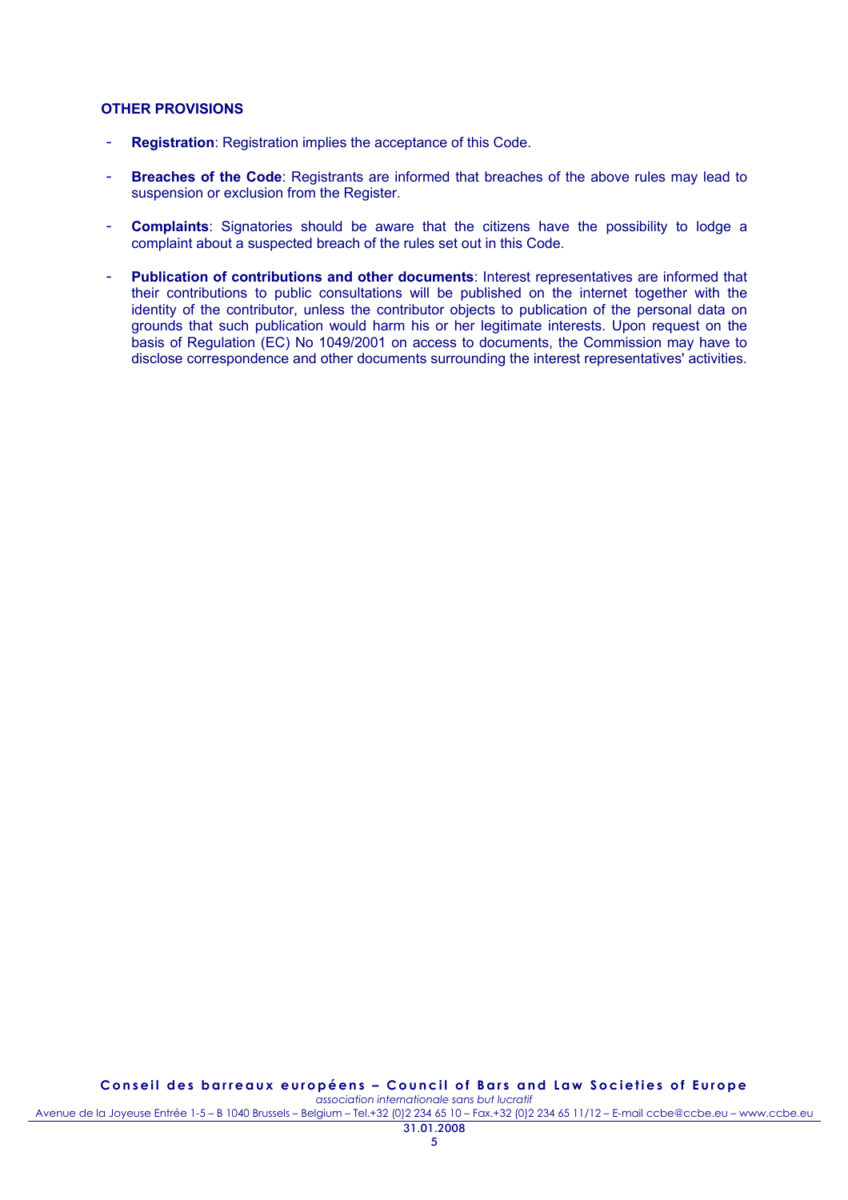**OTHER PROVISIONS**

- **Registration**: Registration implies the acceptance of this Code.
- **Breaches of the Code**: Registrants are informed that breaches of the above rules may lead to suspension or exclusion from the Register.
- **Complaints**: Signatories should be aware that the citizens have the possibility to lodge a complaint about a suspected breach of the rules set out in this Code.
- **Publication of contributions and other documents**: Interest representatives are informed that their contributions to public consultations will be published on the internet together with the identity of the contributor, unless the contributor objects to publication of the personal data on grounds that such publication would harm his or her legitimate interests. Upon request on the basis of Regulation (EC) No 1049/2001 on access to documents, the Commission may have to disclose correspondence and other documents surrounding the interest representatives' activities.